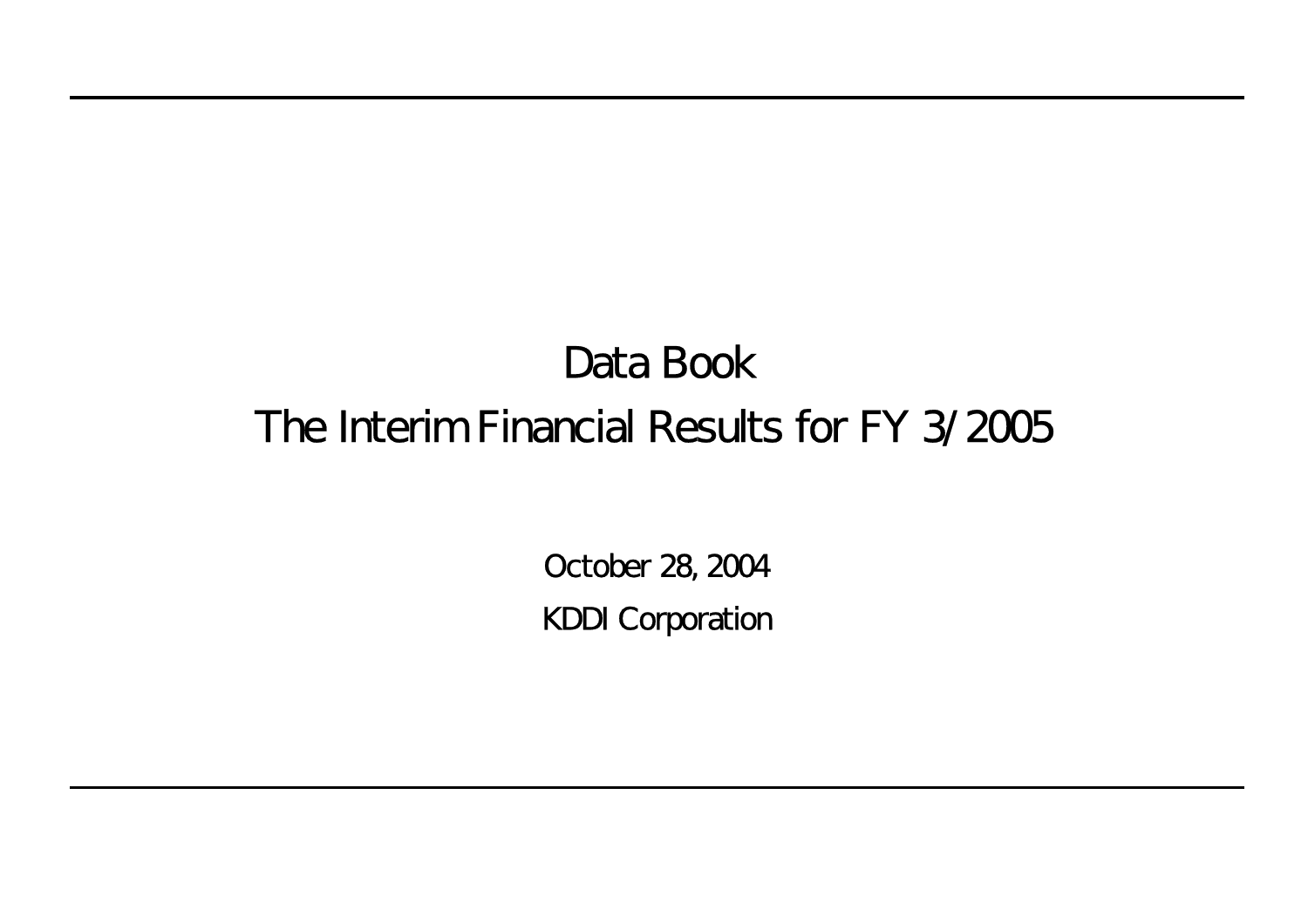# Data Book

# The Interim Financial Results for FY 3/2005

October 28, 2004

KDDI Corporation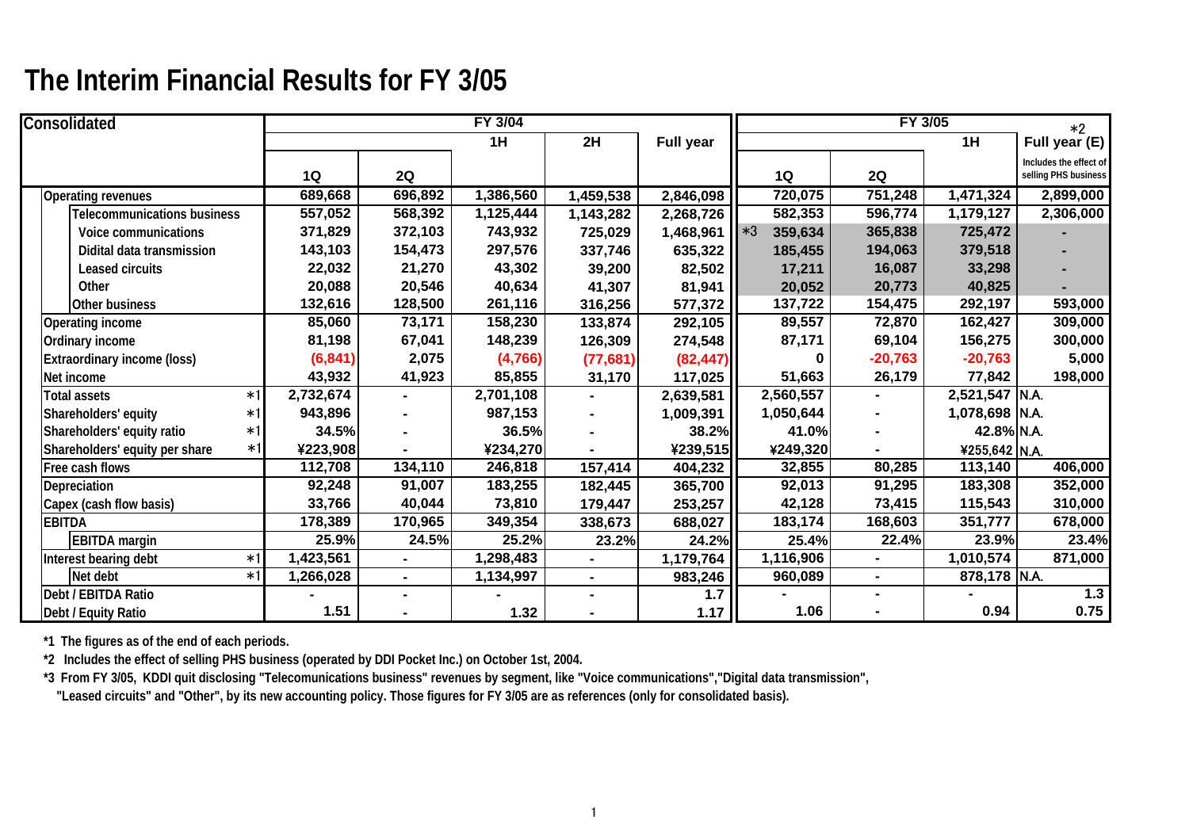# The Interim Financial Results for FY 3/05

| Consolidated | | FY 3/04 | | | | | FY 3/05 | | | *2 |
|---|---|---|---|---|---|---|---|---|---|---|
| | | | | 1H | 2H | Full year | | | 1H | Full year (E) |
| | | 1Q | 2Q | | | | 1Q | 2Q | | Includes the effect of selling PHS business |
| Operating revenues | | 689,668 | 696,892 | 1,386,560 | 1,459,538 | 2,846,098 | 720,075 | 751,248 | 1,471,324 | 2,899,000 |
| Telecommunications business | | 557,052 | 568,392 | 1,125,444 | 1,143,282 | 2,268,726 | 582,353 | 596,774 | 1,179,127 | 2,306,000 |
| Voice communications | | 371,829 | 372,103 | 743,932 | 725,029 | 1,468,961 | *3 359,634 | 365,838 | 725,472 | - |
| Didital data transmission | | 143,103 | 154,473 | 297,576 | 337,746 | 635,322 | 185,455 | 194,063 | 379,518 | - |
| Leased circuits | | 22,032 | 21,270 | 43,302 | 39,200 | 82,502 | 17,211 | 16,087 | 33,298 | - |
| Other | | 20,088 | 20,546 | 40,634 | 41,307 | 81,941 | 20,052 | 20,773 | 40,825 | - |
| Other business | | 132,616 | 128,500 | 261,116 | 316,256 | 577,372 | 137,722 | 154,475 | 292,197 | 593,000 |
| Operating income | | 85,060 | 73,171 | 158,230 | 133,874 | 292,105 | 89,557 | 72,870 | 162,427 | 309,000 |
| Ordinary income | | 81,198 | 67,041 | 148,239 | 126,309 | 274,548 | 87,171 | 69,104 | 156,275 | 300,000 |
| Extraordinary income (loss) | | (6,841) | 2,075 | (4,766) | (77,681) | (82,447) | 0 | -20,763 | -20,763 | 5,000 |
| Net income | | 43,932 | 41,923 | 85,855 | 31,170 | 117,025 | 51,663 | 26,179 | 77,842 | 198,000 |
| Total assets | *1 | 2,732,674 | - | 2,701,108 | - | 2,639,581 | 2,560,557 | - | 2,521,547 | N.A. |
| Shareholders' equity | *1 | 943,896 | - | 987,153 | - | 1,009,391 | 1,050,644 | - | 1,078,698 | N.A. |
| Shareholders' equity ratio | *1 | 34.5% | - | 36.5% | - | 38.2% | 41.0% | - | 42.8% | N.A. |
| Shareholders' equity per share | *1 | ¥223,908 | - | ¥234,270 | - | ¥239,515 | ¥249,320 | - | ¥255,642 | N.A. |
| Free cash flows | | 112,708 | 134,110 | 246,818 | 157,414 | 404,232 | 32,855 | 80,285 | 113,140 | 406,000 |
| Depreciation | | 92,248 | 91,007 | 183,255 | 182,445 | 365,700 | 92,013 | 91,295 | 183,308 | 352,000 |
| Capex (cash flow basis) | | 33,766 | 40,044 | 73,810 | 179,447 | 253,257 | 42,128 | 73,415 | 115,543 | 310,000 |
| EBITDA | | 178,389 | 170,965 | 349,354 | 338,673 | 688,027 | 183,174 | 168,603 | 351,777 | 678,000 |
| EBITDA margin | | 25.9% | 24.5% | 25.2% | 23.2% | 24.2% | 25.4% | 22.4% | 23.9% | 23.4% |
| Interest bearing debt | *1 | 1,423,561 | - | 1,298,483 | - | 1,179,764 | 1,116,906 | - | 1,010,574 | 871,000 |
| Net debt | *1 | 1,266,028 | - | 1,134,997 | - | 983,246 | 960,089 | - | 878,178 | N.A. |
| Debt / EBITDA Ratio | | - | - | - | - | 1.7 | - | - | - | 1.3 |
| Debt / Equity Ratio | | 1.51 | - | 1.32 | - | 1.17 | 1.06 | - | 0.94 | 0.75 |

*1 The figures as of the end of each periods.

*2 Includes the effect of selling PHS business (operated by DDI Pocket Inc.) on October 1st, 2004.

*3 From FY 3/05, KDDI quit disclosing "Telecomunications business" revenues by segment, like "Voice communications","Digital data transmission", "Leased circuits" and "Other", by its new accounting policy. Those figures for FY 3/05 are as references (only for consolidated basis).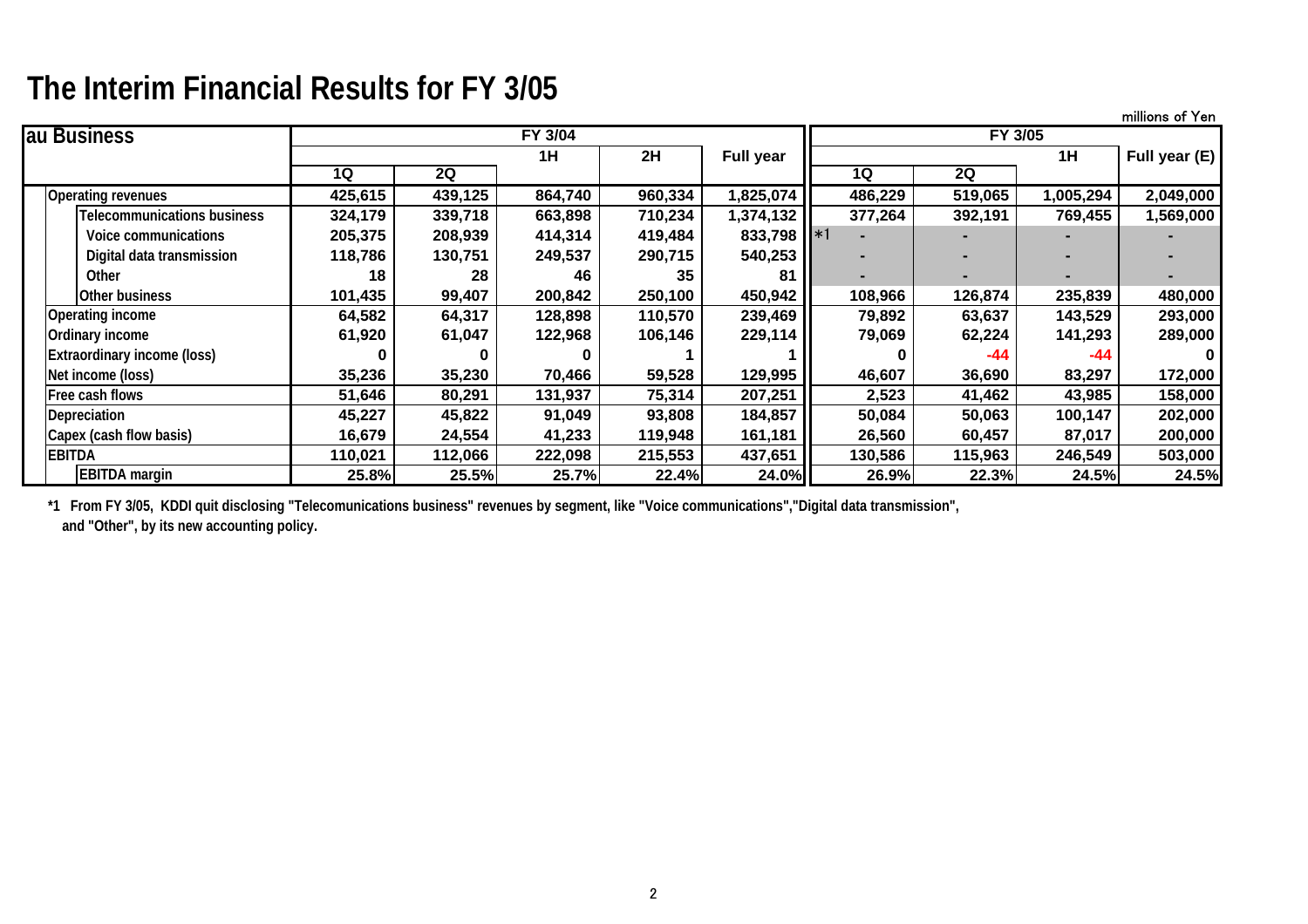# The Interim Financial Results for FY 3/05

millions of Yen

| au Business | FY 3/04 | | | | | FY 3/05 | | | |
|---|---|---|---|---|---|---|---|---|---|
| | 1Q | 2Q | 1H | 2H | Full year | 1Q | 2Q | 1H | Full year (E) |
| Operating revenues | 425,615 | 439,125 | 864,740 | 960,334 | 1,825,074 | 486,229 | 519,065 | 1,005,294 | 2,049,000 |
| Telecommunications business | 324,179 | 339,718 | 663,898 | 710,234 | 1,374,132 | 377,264 | 392,191 | 769,455 | 1,569,000 |
| Voice communications | 205,375 | 208,939 | 414,314 | 419,484 | 833,798 | *1 - | - | - | - |
| Digital data transmission | 118,786 | 130,751 | 249,537 | 290,715 | 540,253 | - | - | - | - |
| Other | 18 | 28 | 46 | 35 | 81 | - | - | - | - |
| Other business | 101,435 | 99,407 | 200,842 | 250,100 | 450,942 | 108,966 | 126,874 | 235,839 | 480,000 |
| Operating income | 64,582 | 64,317 | 128,898 | 110,570 | 239,469 | 79,892 | 63,637 | 143,529 | 293,000 |
| Ordinary income | 61,920 | 61,047 | 122,968 | 106,146 | 229,114 | 79,069 | 62,224 | 141,293 | 289,000 |
| Extraordinary income (loss) | 0 | 0 | 0 | 1 | 1 | 0 | -44 | -44 | 0 |
| Net income (loss) | 35,236 | 35,230 | 70,466 | 59,528 | 129,995 | 46,607 | 36,690 | 83,297 | 172,000 |
| Free cash flows | 51,646 | 80,291 | 131,937 | 75,314 | 207,251 | 2,523 | 41,462 | 43,985 | 158,000 |
| Depreciation | 45,227 | 45,822 | 91,049 | 93,808 | 184,857 | 50,084 | 50,063 | 100,147 | 202,000 |
| Capex (cash flow basis) | 16,679 | 24,554 | 41,233 | 119,948 | 161,181 | 26,560 | 60,457 | 87,017 | 200,000 |
| EBITDA | 110,021 | 112,066 | 222,098 | 215,553 | 437,651 | 130,586 | 115,963 | 246,549 | 503,000 |
| EBITDA margin | 25.8% | 25.5% | 25.7% | 22.4% | 24.0% | 26.9% | 22.3% | 24.5% | 24.5% |

*1 From FY 3/05, KDDI quit disclosing "Telecomunications business" revenues by segment, like "Voice communications","Digital data transmission", and "Other", by its new accounting policy.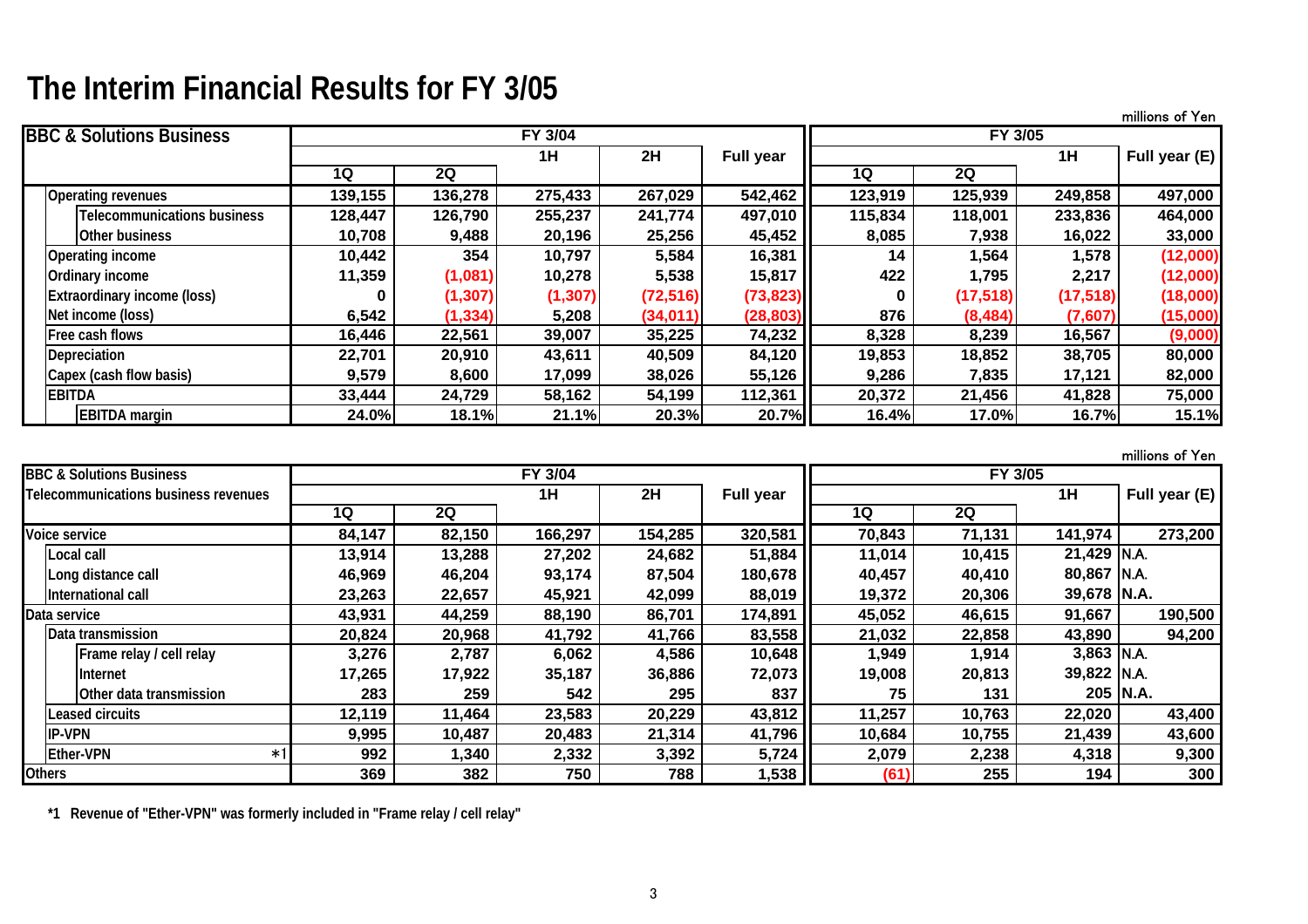# The Interim Financial Results for FY 3/05

millions of Yen

| BBC & Solutions Business | FY 3/04 | | | | | FY 3/05 | | | |
|---|---|---|---|---|---|---|---|---|---|
| | 1Q | 2Q | 1H | 2H | Full year | 1Q | 2Q | 1H | Full year (E) |
| Operating revenues | 139,155 | 136,278 | 275,433 | 267,029 | 542,462 | 123,919 | 125,939 | 249,858 | 497,000 |
| Telecommunications business | 128,447 | 126,790 | 255,237 | 241,774 | 497,010 | 115,834 | 118,001 | 233,836 | 464,000 |
| Other business | 10,708 | 9,488 | 20,196 | 25,256 | 45,452 | 8,085 | 7,938 | 16,022 | 33,000 |
| Operating income | 10,442 | 354 | 10,797 | 5,584 | 16,381 | 14 | 1,564 | 1,578 | (12,000) |
| Ordinary income | 11,359 | (1,081) | 10,278 | 5,538 | 15,817 | 422 | 1,795 | 2,217 | (12,000) |
| Extraordinary income (loss) | 0 | (1,307) | (1,307) | (72,516) | (73,823) | 0 | (17,518) | (17,518) | (18,000) |
| Net income (loss) | 6,542 | (1,334) | 5,208 | (34,011) | (28,803) | 876 | (8,484) | (7,607) | (15,000) |
| Free cash flows | 16,446 | 22,561 | 39,007 | 35,225 | 74,232 | 8,328 | 8,239 | 16,567 | (9,000) |
| Depreciation | 22,701 | 20,910 | 43,611 | 40,509 | 84,120 | 19,853 | 18,852 | 38,705 | 80,000 |
| Capex (cash flow basis) | 9,579 | 8,600 | 17,099 | 38,026 | 55,126 | 9,286 | 7,835 | 17,121 | 82,000 |
| EBITDA | 33,444 | 24,729 | 58,162 | 54,199 | 112,361 | 20,372 | 21,456 | 41,828 | 75,000 |
| EBITDA margin | 24.0% | 18.1% | 21.1% | 20.3% | 20.7% | 16.4% | 17.0% | 16.7% | 15.1% |

millions of Yen

| BBC & Solutions Business Telecommunications business revenues | FY 3/04 | | | | | FY 3/05 | | | |
|---|---|---|---|---|---|---|---|---|---|
| | 1Q | 2Q | 1H | 2H | Full year | 1Q | 2Q | 1H | Full year (E) |
| Voice service | 84,147 | 82,150 | 166,297 | 154,285 | 320,581 | 70,843 | 71,131 | 141,974 | 273,200 |
| Local call | 13,914 | 13,288 | 27,202 | 24,682 | 51,884 | 11,014 | 10,415 | 21,429 | N.A. |
| Long distance call | 46,969 | 46,204 | 93,174 | 87,504 | 180,678 | 40,457 | 40,410 | 80,867 | N.A. |
| International call | 23,263 | 22,657 | 45,921 | 42,099 | 88,019 | 19,372 | 20,306 | 39,678 | N.A. |
| Data service | 43,931 | 44,259 | 88,190 | 86,701 | 174,891 | 45,052 | 46,615 | 91,667 | 190,500 |
| Data transmission | 20,824 | 20,968 | 41,792 | 41,766 | 83,558 | 21,032 | 22,858 | 43,890 | 94,200 |
| Frame relay / cell relay | 3,276 | 2,787 | 6,062 | 4,586 | 10,648 | 1,949 | 1,914 | 3,863 | N.A. |
| Internet | 17,265 | 17,922 | 35,187 | 36,886 | 72,073 | 19,008 | 20,813 | 39,822 | N.A. |
| Other data transmission | 283 | 259 | 542 | 295 | 837 | 75 | 131 | 205 | N.A. |
| Leased circuits | 12,119 | 11,464 | 23,583 | 20,229 | 43,812 | 11,257 | 10,763 | 22,020 | 43,400 |
| IP-VPN | 9,995 | 10,487 | 20,483 | 21,314 | 41,796 | 10,684 | 10,755 | 21,439 | 43,600 |
| Ether-VPN *1 | 992 | 1,340 | 2,332 | 3,392 | 5,724 | 2,079 | 2,238 | 4,318 | 9,300 |
| Others | 369 | 382 | 750 | 788 | 1,538 | (61) | 255 | 194 | 300 |

**\*1 Revenue of "Ether-VPN" was formerly included in "Frame relay / cell relay"**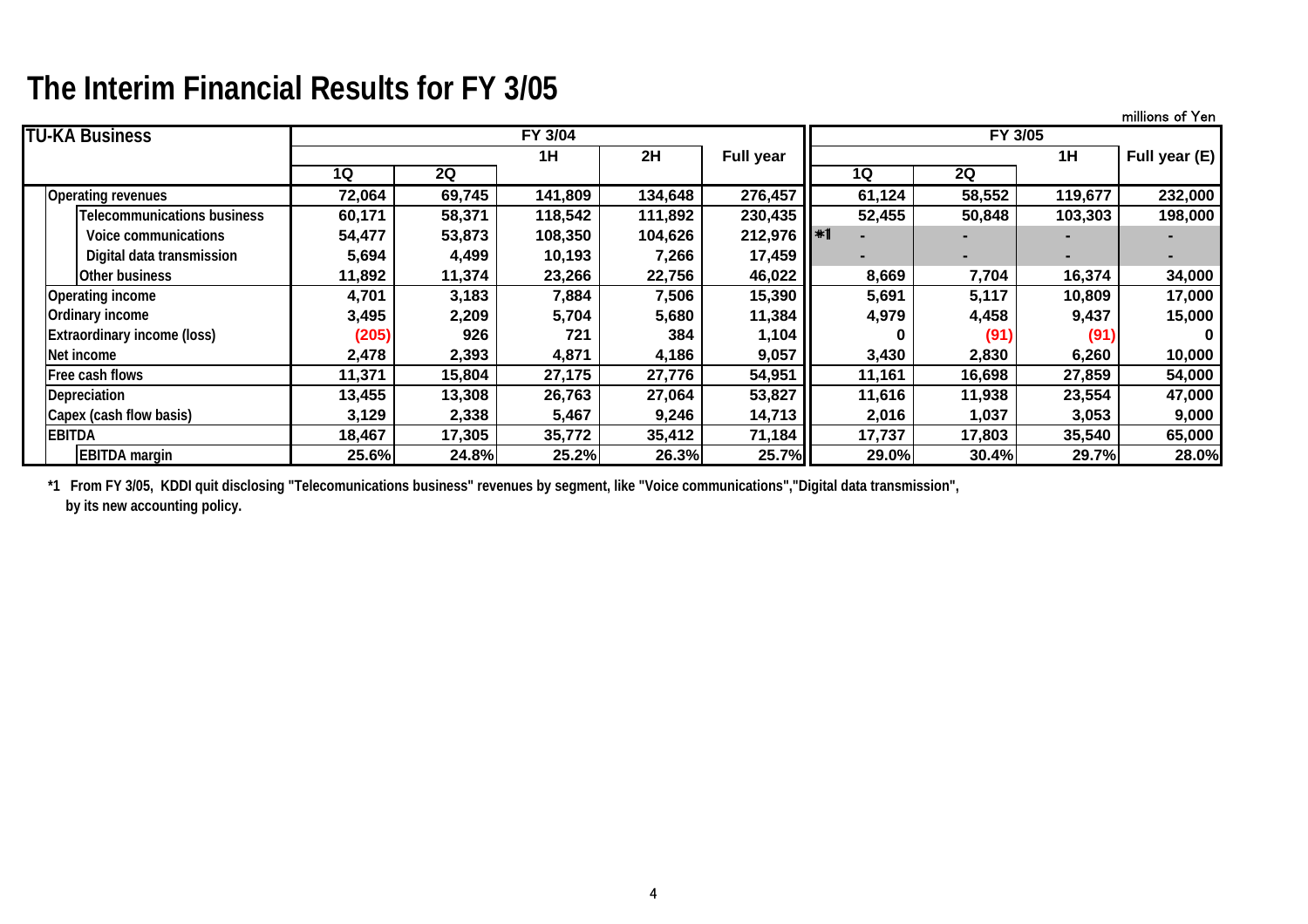# The Interim Financial Results for FY 3/05

millions of Yen

| TU-KA Business | FY 3/04 | | | | | FY 3/05 | | | |
|---|---|---|---|---|---|---|---|---|---|
| | 1Q | 2Q | 1H | 2H | Full year | 1Q | 2Q | 1H | Full year (E) |
| Operating revenues | 72,064 | 69,745 | 141,809 | 134,648 | 276,457 | 61,124 | 58,552 | 119,677 | 232,000 |
| Telecommunications business | 60,171 | 58,371 | 118,542 | 111,892 | 230,435 | 52,455 | 50,848 | 103,303 | 198,000 |
| Voice communications | 54,477 | 53,873 | 108,350 | 104,626 | 212,976 | *1 - | - | - | - |
| Digital data transmission | 5,694 | 4,499 | 10,193 | 7,266 | 17,459 | - | - | - | - |
| Other business | 11,892 | 11,374 | 23,266 | 22,756 | 46,022 | 8,669 | 7,704 | 16,374 | 34,000 |
| Operating income | 4,701 | 3,183 | 7,884 | 7,506 | 15,390 | 5,691 | 5,117 | 10,809 | 17,000 |
| Ordinary income | 3,495 | 2,209 | 5,704 | 5,680 | 11,384 | 4,979 | 4,458 | 9,437 | 15,000 |
| Extraordinary income (loss) | (205) | 926 | 721 | 384 | 1,104 | 0 | (91) | (91) | 0 |
| Net income | 2,478 | 2,393 | 4,871 | 4,186 | 9,057 | 3,430 | 2,830 | 6,260 | 10,000 |
| Free cash flows | 11,371 | 15,804 | 27,175 | 27,776 | 54,951 | 11,161 | 16,698 | 27,859 | 54,000 |
| Depreciation | 13,455 | 13,308 | 26,763 | 27,064 | 53,827 | 11,616 | 11,938 | 23,554 | 47,000 |
| Capex (cash flow basis) | 3,129 | 2,338 | 5,467 | 9,246 | 14,713 | 2,016 | 1,037 | 3,053 | 9,000 |
| EBITDA | 18,467 | 17,305 | 35,772 | 35,412 | 71,184 | 17,737 | 17,803 | 35,540 | 65,000 |
| EBITDA margin | 25.6% | 24.8% | 25.2% | 26.3% | 25.7% | 29.0% | 30.4% | 29.7% | 28.0% |

*1 From FY 3/05, KDDI quit disclosing "Telecomunications business" revenues by segment, like "Voice communications","Digital data transmission", by its new accounting policy.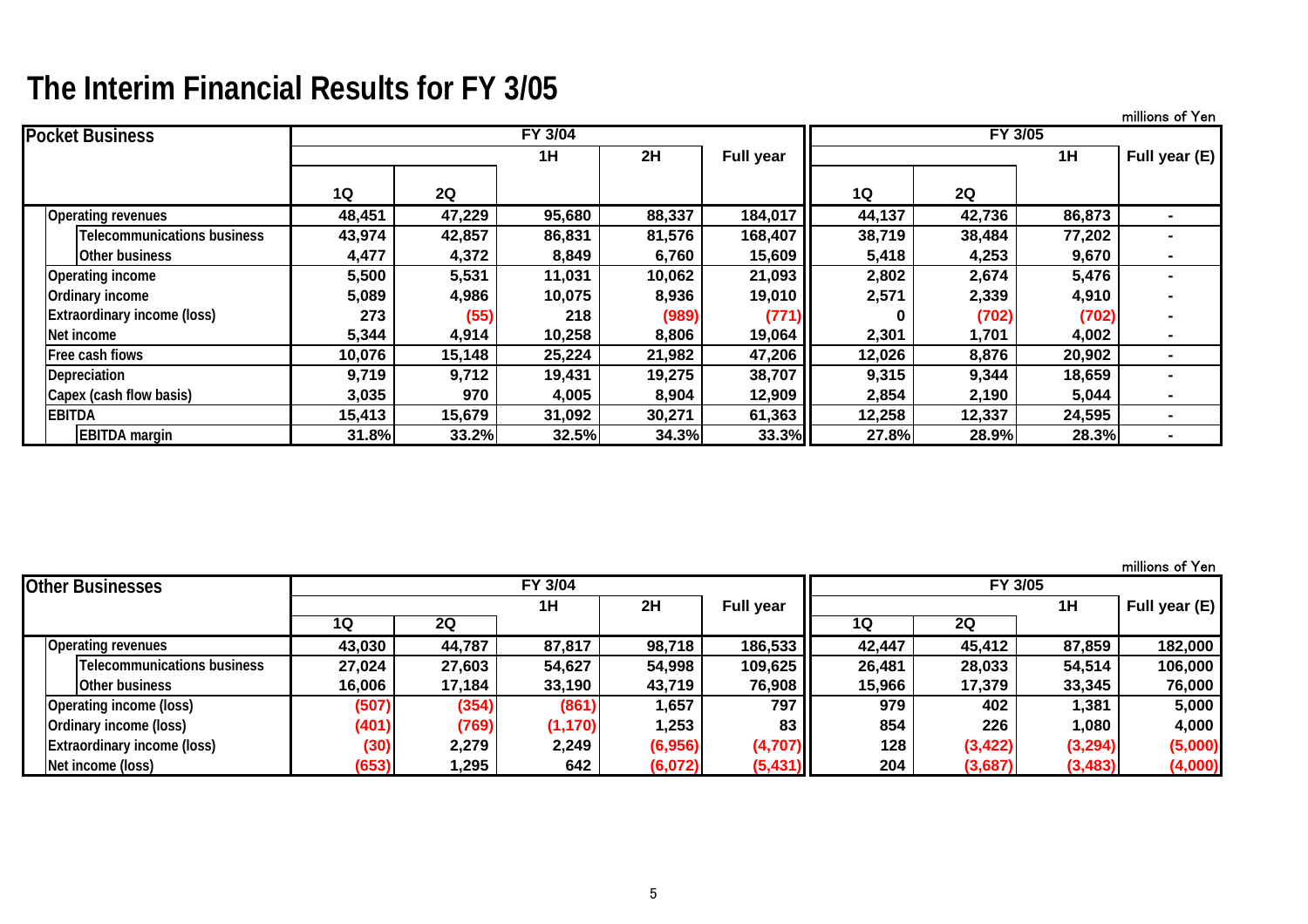# The Interim Financial Results for FY 3/05

millions of Yen

| Pocket Business | FY 3/04 | | | | | FY 3/05 | | | |
|---|---|---|---|---|---|---|---|---|---|
| | 1Q | 2Q | 1H | 2H | Full year | 1Q | 2Q | 1H | Full year (E) |
| Operating revenues | 48,451 | 47,229 | 95,680 | 88,337 | 184,017 | 44,137 | 42,736 | 86,873 | - |
| Telecommunications business | 43,974 | 42,857 | 86,831 | 81,576 | 168,407 | 38,719 | 38,484 | 77,202 | - |
| Other business | 4,477 | 4,372 | 8,849 | 6,760 | 15,609 | 5,418 | 4,253 | 9,670 | - |
| Operating income | 5,500 | 5,531 | 11,031 | 10,062 | 21,093 | 2,802 | 2,674 | 5,476 | - |
| Ordinary income | 5,089 | 4,986 | 10,075 | 8,936 | 19,010 | 2,571 | 2,339 | 4,910 | - |
| Extraordinary income (loss) | 273 | (55) | 218 | (989) | (771) | 0 | (702) | (702) | - |
| Net income | 5,344 | 4,914 | 10,258 | 8,806 | 19,064 | 2,301 | 1,701 | 4,002 | - |
| Free cash flows | 10,076 | 15,148 | 25,224 | 21,982 | 47,206 | 12,026 | 8,876 | 20,902 | - |
| Depreciation | 9,719 | 9,712 | 19,431 | 19,275 | 38,707 | 9,315 | 9,344 | 18,659 | - |
| Capex (cash flow basis) | 3,035 | 970 | 4,005 | 8,904 | 12,909 | 2,854 | 2,190 | 5,044 | - |
| EBITDA | 15,413 | 15,679 | 31,092 | 30,271 | 61,363 | 12,258 | 12,337 | 24,595 | - |
| EBITDA margin | 31.8% | 33.2% | 32.5% | 34.3% | 33.3% | 27.8% | 28.9% | 28.3% | - |

millions of Yen

| Other Businesses | FY 3/04 | | | | | FY 3/05 | | | |
|---|---|---|---|---|---|---|---|---|---|
| | 1Q | 2Q | 1H | 2H | Full year | 1Q | 2Q | 1H | Full year (E) |
| Operating revenues | 43,030 | 44,787 | 87,817 | 98,718 | 186,533 | 42,447 | 45,412 | 87,859 | 182,000 |
| Telecommunications business | 27,024 | 27,603 | 54,627 | 54,998 | 109,625 | 26,481 | 28,033 | 54,514 | 106,000 |
| Other business | 16,006 | 17,184 | 33,190 | 43,719 | 76,908 | 15,966 | 17,379 | 33,345 | 76,000 |
| Operating income (loss) | (507) | (354) | (861) | 1,657 | 797 | 979 | 402 | 1,381 | 5,000 |
| Ordinary income (loss) | (401) | (769) | (1,170) | 1,253 | 83 | 854 | 226 | 1,080 | 4,000 |
| Extraordinary income (loss) | (30) | 2,279 | 2,249 | (6,956) | (4,707) | 128 | (3,422) | (3,294) | (5,000) |
| Net income (loss) | (653) | 1,295 | 642 | (6,072) | (5,431) | 204 | (3,687) | (3,483) | (4,000) |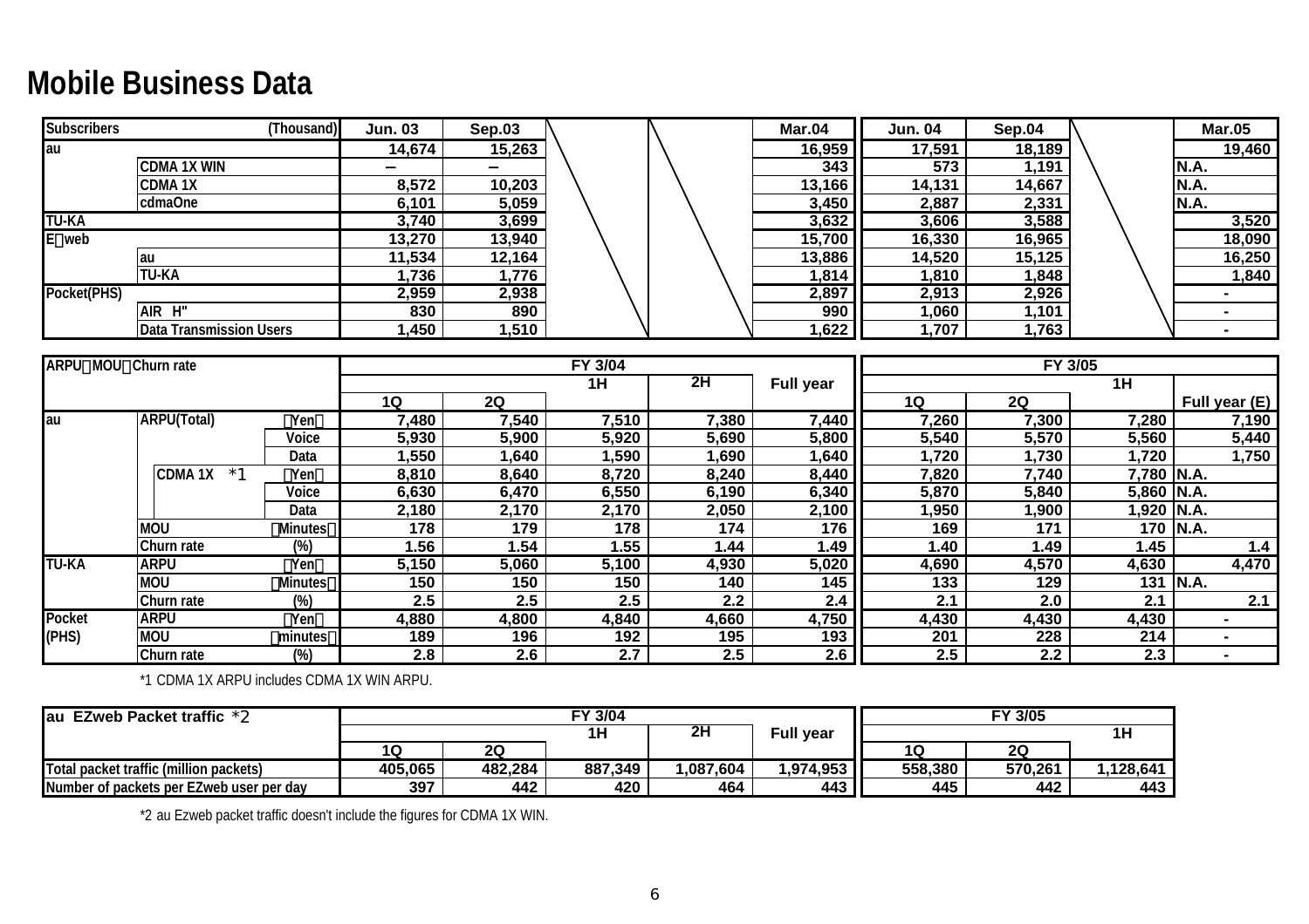# Mobile Business Data

| Subscribers | | (Thousand) | Jun. 03 | Sep.03 | | | Mar.04 | Jun. 04 | Sep.04 | | Mar.05 |
|---|---|---|---|---|---|---|---|---|---|---|---|
| au | | | 14,674 | 15,263 | | | 16,959 | 17,591 | 18,189 | | 19,460 |
| | CDMA 1X WIN | | – | – | | | 343 | 573 | 1,191 | | N.A. |
| | CDMA 1X | | 8,572 | 10,203 | | | 13,166 | 14,131 | 14,667 | | N.A. |
| | cdmaOne | | 6,101 | 5,059 | | | 3,450 | 2,887 | 2,331 | | N.A. |
| TU-KA | | | 3,740 | 3,699 | | | 3,632 | 3,606 | 3,588 | | 3,520 |
| E web | | | 13,270 | 13,940 | | | 15,700 | 16,330 | 16,965 | | 18,090 |
| | au | | 11,534 | 12,164 | | | 13,886 | 14,520 | 15,125 | | 16,250 |
| | TU-KA | | 1,736 | 1,776 | | | 1,814 | 1,810 | 1,848 | | 1,840 |
| Pocket(PHS) | | | 2,959 | 2,938 | | | 2,897 | 2,913 | 2,926 | | - |
| | AIR H" | | 830 | 890 | | | 990 | 1,060 | 1,101 | | - |
| | Data Transmission Users | | 1,450 | 1,510 | | | 1,622 | 1,707 | 1,763 | | - |

| ARPU MOU Churn rate | | | | FY 3/04 | | | | | FY 3/05 | | | |
|---|---|---|---|---|---|---|---|---|---|---|---|---|
| | | | | | | 1H | 2H | Full year | | | 1H | |
| | | | | 1Q | 2Q | | | | 1Q | 2Q | | Full year (E) |
| au | ARPU(Total) | | Yen | 7,480 | 7,540 | 7,510 | 7,380 | 7,440 | 7,260 | 7,300 | 7,280 | 7,190 |
| | | | Voice | 5,930 | 5,900 | 5,920 | 5,690 | 5,800 | 5,540 | 5,570 | 5,560 | 5,440 |
| | | | Data | 1,550 | 1,640 | 1,590 | 1,690 | 1,640 | 1,720 | 1,730 | 1,720 | 1,750 |
| | | CDMA 1X *1 | Yen | 8,810 | 8,640 | 8,720 | 8,240 | 8,440 | 7,820 | 7,740 | 7,780 | N.A. |
| | | | Voice | 6,630 | 6,470 | 6,550 | 6,190 | 6,340 | 5,870 | 5,840 | 5,860 | N.A. |
| | | | Data | 2,180 | 2,170 | 2,170 | 2,050 | 2,100 | 1,950 | 1,900 | 1,920 | N.A. |
| | MOU | | Minutes | 178 | 179 | 178 | 174 | 176 | 169 | 171 | 170 | N.A. |
| | Churn rate | | (%) | 1.56 | 1.54 | 1.55 | 1.44 | 1.49 | 1.40 | 1.49 | 1.45 | 1.4 |
| TU-KA | ARPU | | Yen | 5,150 | 5,060 | 5,100 | 4,930 | 5,020 | 4,690 | 4,570 | 4,630 | 4,470 |
| | MOU | | Minutes | 150 | 150 | 150 | 140 | 145 | 133 | 129 | 131 | N.A. |
| | Churn rate | | (%) | 2.5 | 2.5 | 2.5 | 2.2 | 2.4 | 2.1 | 2.0 | 2.1 | 2.1 |
| Pocket (PHS) | ARPU | | Yen | 4,880 | 4,800 | 4,840 | 4,660 | 4,750 | 4,430 | 4,430 | 4,430 | - |
| | MOU | | minutes | 189 | 196 | 192 | 195 | 193 | 201 | 228 | 214 | - |
| | Churn rate | | (%) | 2.8 | 2.6 | 2.7 | 2.5 | 2.6 | 2.5 | 2.2 | 2.3 | - |

*1 CDMA 1X ARPU includes CDMA 1X WIN ARPU.

| au EZweb Packet traffic *2 | FY 3/04 | | | | | FY 3/05 | | |
|---|---|---|---|---|---|---|---|---|
| | | | 1H | 2H | Full year | | | 1H |
| | 1Q | 2Q | | | | 1Q | 2Q | |
| Total packet traffic (million packets) | 405,065 | 482,284 | 887,349 | 1,087,604 | 1,974,953 | 558,380 | 570,261 | 1,128,641 |
| Number of packets per EZweb user per day | 397 | 442 | 420 | 464 | 443 | 445 | 442 | 443 |

*2 au Ezweb packet traffic doesn't include the figures for CDMA 1X WIN.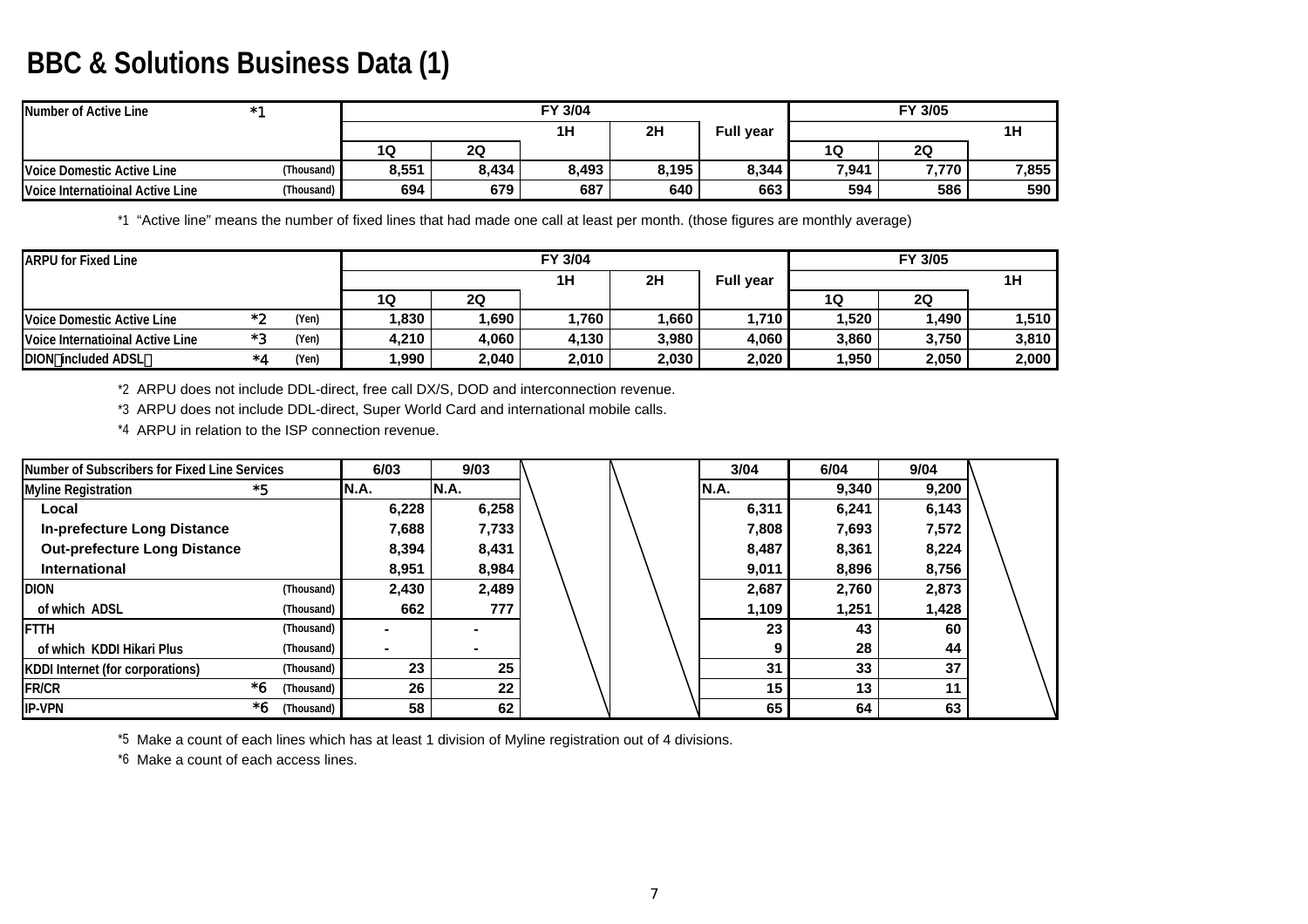# BBC & Solutions Business Data (1)

| Number of Active Line *1 | | FY 3/04 | | | | | FY 3/05 | | |
|---|---|---|---|---|---|---|---|---|---|
| | | | | 1H | 2H | Full year | | | 1H |
| | | 1Q | 2Q | | | | 1Q | 2Q | |
| Voice Domestic Active Line | (Thousand) | 8,551 | 8,434 | 8,493 | 8,195 | 8,344 | 7,941 | 7,770 | 7,855 |
| Voice Internatioinal Active Line | (Thousand) | 694 | 679 | 687 | 640 | 663 | 594 | 586 | 590 |

*1 "Active line" means the number of fixed lines that had made one call at least per month. (those figures are monthly average)

| ARPU for Fixed Line | | FY 3/04 | | | | | FY 3/05 | | |
|---|---|---|---|---|---|---|---|---|---|
| | | | | 1H | 2H | Full year | | | 1H |
| | | 1Q | 2Q | | | | 1Q | 2Q | |
| Voice Domestic Active Line *2 | (Yen) | 1,830 | 1,690 | 1,760 | 1,660 | 1,710 | 1,520 | 1,490 | 1,510 |
| Voice Internatioinal Active Line *3 | (Yen) | 4,210 | 4,060 | 4,130 | 3,980 | 4,060 | 3,860 | 3,750 | 3,810 |
| DION（included ADSL） *4 | (Yen) | 1,990 | 2,040 | 2,010 | 2,030 | 2,020 | 1,950 | 2,050 | 2,000 |

*2 ARPU does not include DDL-direct, free call DX/S, DOD and interconnection revenue.

*3 ARPU does not include DDL-direct, Super World Card and international mobile calls.

*4 ARPU in relation to the ISP connection revenue.

| Number of Subscribers for Fixed Line Services | | 6/03 | 9/03 | | | 3/04 | 6/04 | 9/04 | |
|---|---|---|---|---|---|---|---|---|---|
| Myline Registration *5 | | N.A. | N.A. | | | N.A. | 9,340 | 9,200 | |
| Local | | 6,228 | 6,258 | | | 6,311 | 6,241 | 6,143 | |
| In-prefecture Long Distance | | 7,688 | 7,733 | | | 7,808 | 7,693 | 7,572 | |
| Out-prefecture Long Distance | | 8,394 | 8,431 | | | 8,487 | 8,361 | 8,224 | |
| International | | 8,951 | 8,984 | | | 9,011 | 8,896 | 8,756 | |
| DION | (Thousand) | 2,430 | 2,489 | | | 2,687 | 2,760 | 2,873 | |
| of which ADSL | (Thousand) | 662 | 777 | | | 1,109 | 1,251 | 1,428 | |
| FTTH | (Thousand) | - | - | | | 23 | 43 | 60 | |
| of which KDDI Hikari Plus | (Thousand) | - | - | | | 9 | 28 | 44 | |
| KDDI Internet (for corporations) | (Thousand) | 23 | 25 | | | 31 | 33 | 37 | |
| FR/CR *6 | (Thousand) | 26 | 22 | | | 15 | 13 | 11 | |
| IP-VPN *6 | (Thousand) | 58 | 62 | | | 65 | 64 | 63 | |

*5 Make a count of each lines which has at least 1 division of Myline registration out of 4 divisions.

*6 Make a count of each access lines.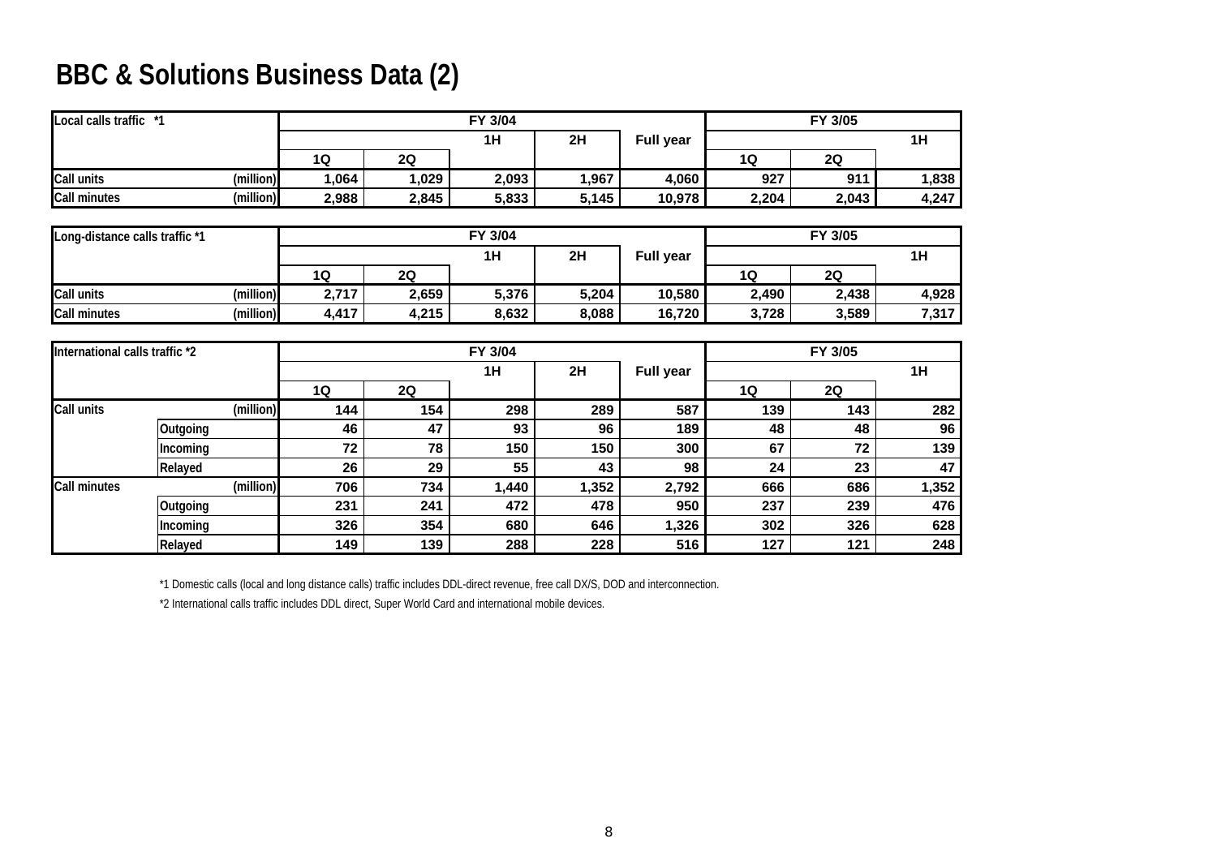# BBC & Solutions Business Data (2)

| Local calls traffic *1 | | FY 3/04 | | | | | FY 3/05 | | |
|---|---|---|---|---|---|---|---|---|---|
| | | | | 1H | 2H | Full year | | | 1H |
| | | 1Q | 2Q | | | | 1Q | 2Q | |
| Call units | (million) | 1,064 | 1,029 | 2,093 | 1,967 | 4,060 | 927 | 911 | 1,838 |
| Call minutes | (million) | 2,988 | 2,845 | 5,833 | 5,145 | 10,978 | 2,204 | 2,043 | 4,247 |

| Long-distance calls traffic *1 | | FY 3/04 | | | | | FY 3/05 | | |
|---|---|---|---|---|---|---|---|---|---|
| | | | | 1H | 2H | Full year | | | 1H |
| | | 1Q | 2Q | | | | 1Q | 2Q | |
| Call units | (million) | 2,717 | 2,659 | 5,376 | 5,204 | 10,580 | 2,490 | 2,438 | 4,928 |
| Call minutes | (million) | 4,417 | 4,215 | 8,632 | 8,088 | 16,720 | 3,728 | 3,589 | 7,317 |

| International calls traffic *2 | | FY 3/04 | | | | | FY 3/05 | | |
|---|---|---|---|---|---|---|---|---|---|
| | | | | 1H | 2H | Full year | | | 1H |
| | | 1Q | 2Q | | | | 1Q | 2Q | |
| Call units | (million) | 144 | 154 | 298 | 289 | 587 | 139 | 143 | 282 |
| | Outgoing | 46 | 47 | 93 | 96 | 189 | 48 | 48 | 96 |
| | Incoming | 72 | 78 | 150 | 150 | 300 | 67 | 72 | 139 |
| | Relayed | 26 | 29 | 55 | 43 | 98 | 24 | 23 | 47 |
| Call minutes | (million) | 706 | 734 | 1,440 | 1,352 | 2,792 | 666 | 686 | 1,352 |
| | Outgoing | 231 | 241 | 472 | 478 | 950 | 237 | 239 | 476 |
| | Incoming | 326 | 354 | 680 | 646 | 1,326 | 302 | 326 | 628 |
| | Relayed | 149 | 139 | 288 | 228 | 516 | 127 | 121 | 248 |

*1 Domestic calls (local and long distance calls) traffic includes DDL-direct revenue, free call DX/S, DOD and interconnection.

*2 International calls traffic includes DDL direct, Super World Card and international mobile devices.